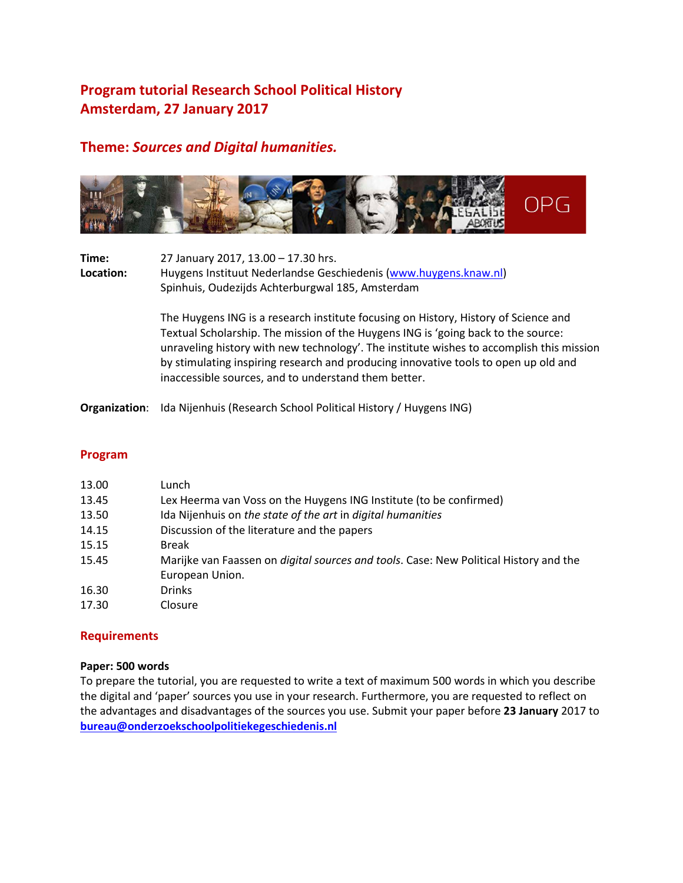# Program tutorial Research School Political History
# Amsterdam, 27 January 2017

## Theme: *Sources and Digital humanities.*

**Time:** 27 January 2017, 13.00 – 17.30 hrs.

**Location:** Huygens Instituut Nederlandse Geschiedenis (www.huygens.knaw.nl)
Spinhuis, Oudezijds Achterburgwal 185, Amsterdam

The Huygens ING is a research institute focusing on History, History of Science and Textual Scholarship. The mission of the Huygens ING is 'going back to the source: unraveling history with new technology'. The institute wishes to accomplish this mission by stimulating inspiring research and producing innovative tools to open up old and inaccessible sources, and to understand them better.

**Organization**: Ida Nijenhuis (Research School Political History / Huygens ING)

## Program

| | |
|---|---|
| 13.00 | Lunch |
| 13.45 | Lex Heerma van Voss on the Huygens ING Institute (to be confirmed) |
| 13.50 | Ida Nijenhuis on *the state of the art* in *digital humanities* |
| 14.15 | Discussion of the literature and the papers |
| 15.15 | Break |
| 15.45 | Marijke van Faassen on *digital sources and tools*. Case: New Political History and the European Union. |
| 16.30 | Drinks |
| 17.30 | Closure |

## Requirements

**Paper: 500 words**

To prepare the tutorial, you are requested to write a text of maximum 500 words in which you describe the digital and 'paper' sources you use in your research. Furthermore, you are requested to reflect on the advantages and disadvantages of the sources you use. Submit your paper before **23 January** 2017 to **bureau@onderzoekschoolpolitiekegeschiedenis.nl**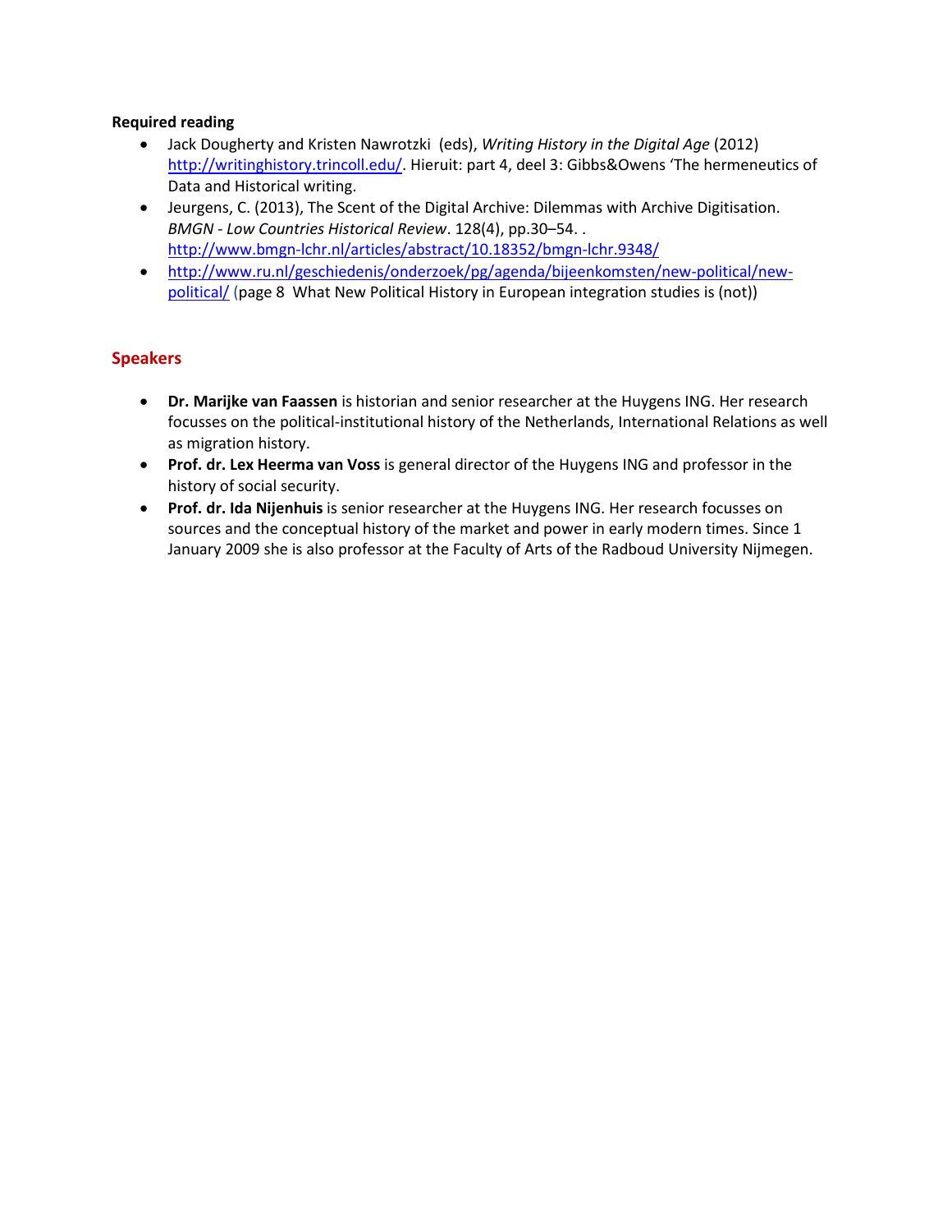**Required reading**

- Jack Dougherty and Kristen Nawrotzki (eds), *Writing History in the Digital Age* (2012) http://writinghistory.trincoll.edu/. Hieruit: part 4, deel 3: Gibbs&Owens 'The hermeneutics of Data and Historical writing.
- Jeurgens, C. (2013), The Scent of the Digital Archive: Dilemmas with Archive Digitisation. *BMGN - Low Countries Historical Review*. 128(4), pp.30–54. . http://www.bmgn-lchr.nl/articles/abstract/10.18352/bmgn-lchr.9348/
- http://www.ru.nl/geschiedenis/onderzoek/pg/agenda/bijeenkomsten/new-political/new-political/ (page 8 What New Political History in European integration studies is (not))

## Speakers

- **Dr. Marijke van Faassen** is historian and senior researcher at the Huygens ING. Her research focusses on the political-institutional history of the Netherlands, International Relations as well as migration history.
- **Prof. dr. Lex Heerma van Voss** is general director of the Huygens ING and professor in the history of social security.
- **Prof. dr. Ida Nijenhuis** is senior researcher at the Huygens ING. Her research focusses on sources and the conceptual history of the market and power in early modern times. Since 1 January 2009 she is also professor at the Faculty of Arts of the Radboud University Nijmegen.